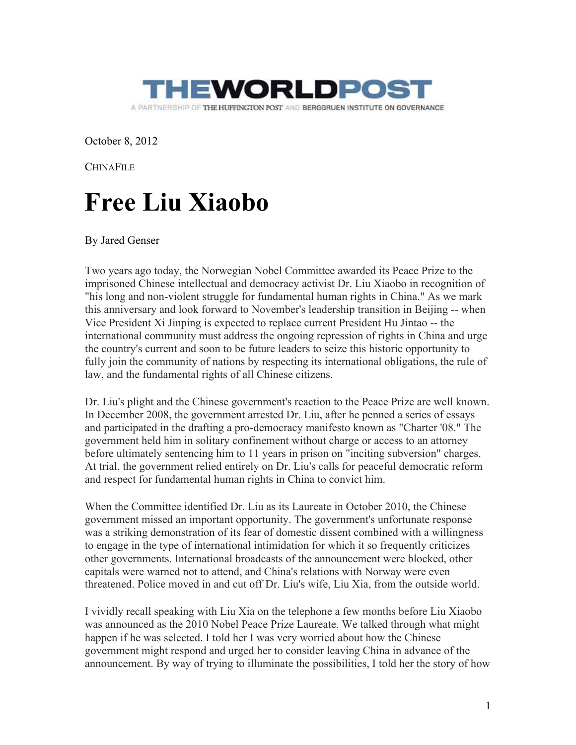THEWORLDPOST

A PARTNERSHIP OF THE HUFFINGTON POST AND BERGGRUEN INSTITUTE ON GOVERNANCE

October 8, 2012

CHINAFILE

# Free Liu Xiaobo

By Jared Genser

Two years ago today, the Norwegian Nobel Committee awarded its Peace Prize to the imprisoned Chinese intellectual and democracy activist Dr. Liu Xiaobo in recognition of "his long and non-violent struggle for fundamental human rights in China." As we mark this anniversary and look forward to November's leadership transition in Beijing -- when Vice President Xi Jinping is expected to replace current President Hu Jintao -- the international community must address the ongoing repression of rights in China and urge the country's current and soon to be future leaders to seize this historic opportunity to fully join the community of nations by respecting its international obligations, the rule of law, and the fundamental rights of all Chinese citizens.

Dr. Liu's plight and the Chinese government's reaction to the Peace Prize are well known. In December 2008, the government arrested Dr. Liu, after he penned a series of essays and participated in the drafting a pro-democracy manifesto known as "Charter '08." The government held him in solitary confinement without charge or access to an attorney before ultimately sentencing him to 11 years in prison on "inciting subversion" charges. At trial, the government relied entirely on Dr. Liu's calls for peaceful democratic reform and respect for fundamental human rights in China to convict him.

When the Committee identified Dr. Liu as its Laureate in October 2010, the Chinese government missed an important opportunity. The government's unfortunate response was a striking demonstration of its fear of domestic dissent combined with a willingness to engage in the type of international intimidation for which it so frequently criticizes other governments. International broadcasts of the announcement were blocked, other capitals were warned not to attend, and China's relations with Norway were even threatened. Police moved in and cut off Dr. Liu's wife, Liu Xia, from the outside world.

I vividly recall speaking with Liu Xia on the telephone a few months before Liu Xiaobo was announced as the 2010 Nobel Peace Prize Laureate. We talked through what might happen if he was selected. I told her I was very worried about how the Chinese government might respond and urged her to consider leaving China in advance of the announcement. By way of trying to illuminate the possibilities, I told her the story of how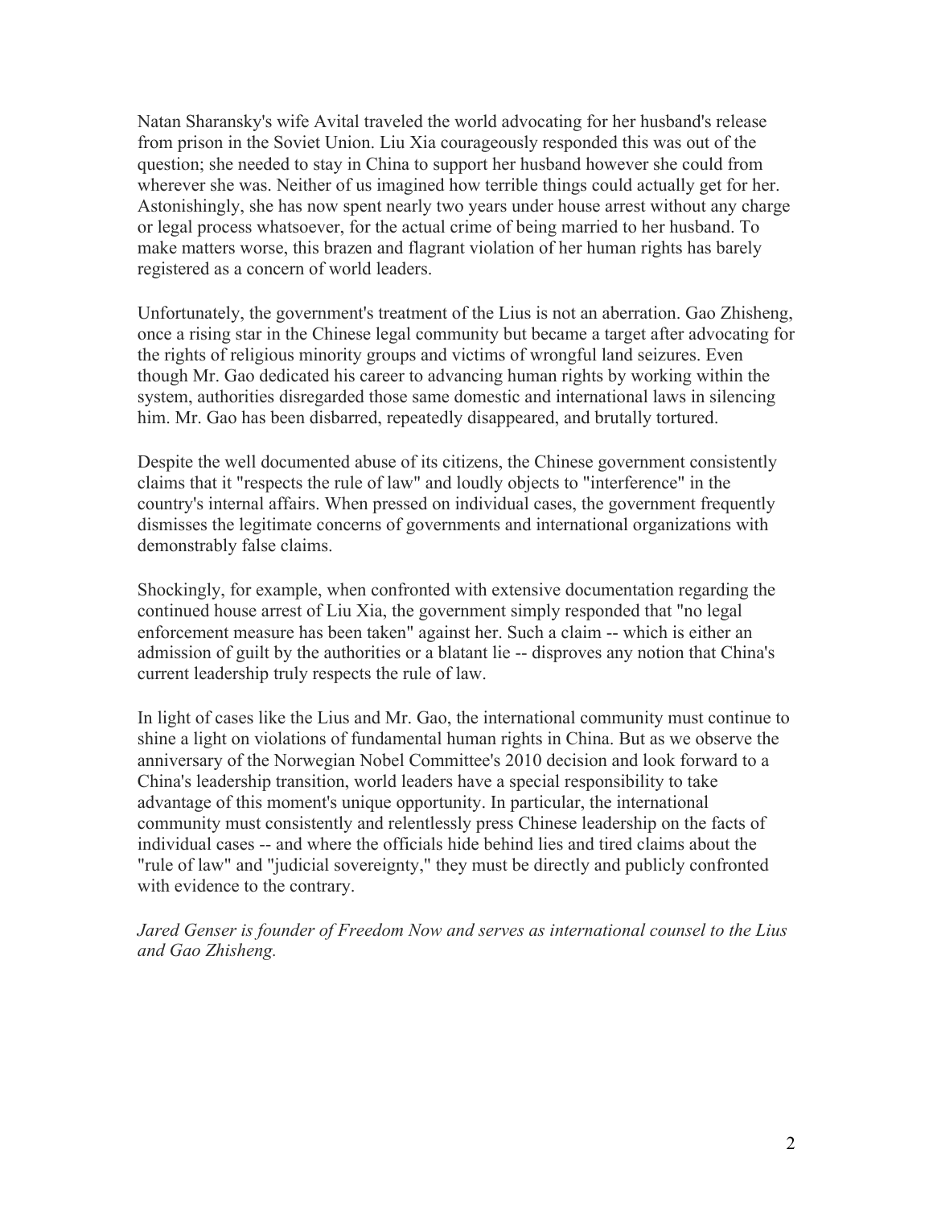Natan Sharansky's wife Avital traveled the world advocating for her husband's release from prison in the Soviet Union. Liu Xia courageously responded this was out of the question; she needed to stay in China to support her husband however she could from wherever she was. Neither of us imagined how terrible things could actually get for her. Astonishingly, she has now spent nearly two years under house arrest without any charge or legal process whatsoever, for the actual crime of being married to her husband. To make matters worse, this brazen and flagrant violation of her human rights has barely registered as a concern of world leaders.

Unfortunately, the government's treatment of the Lius is not an aberration. Gao Zhisheng, once a rising star in the Chinese legal community but became a target after advocating for the rights of religious minority groups and victims of wrongful land seizures. Even though Mr. Gao dedicated his career to advancing human rights by working within the system, authorities disregarded those same domestic and international laws in silencing him. Mr. Gao has been disbarred, repeatedly disappeared, and brutally tortured.

Despite the well documented abuse of its citizens, the Chinese government consistently claims that it "respects the rule of law" and loudly objects to "interference" in the country's internal affairs. When pressed on individual cases, the government frequently dismisses the legitimate concerns of governments and international organizations with demonstrably false claims.

Shockingly, for example, when confronted with extensive documentation regarding the continued house arrest of Liu Xia, the government simply responded that "no legal enforcement measure has been taken" against her. Such a claim -- which is either an admission of guilt by the authorities or a blatant lie -- disproves any notion that China's current leadership truly respects the rule of law.

In light of cases like the Lius and Mr. Gao, the international community must continue to shine a light on violations of fundamental human rights in China. But as we observe the anniversary of the Norwegian Nobel Committee's 2010 decision and look forward to a China's leadership transition, world leaders have a special responsibility to take advantage of this moment's unique opportunity. In particular, the international community must consistently and relentlessly press Chinese leadership on the facts of individual cases -- and where the officials hide behind lies and tired claims about the "rule of law" and "judicial sovereignty," they must be directly and publicly confronted with evidence to the contrary.

*Jared Genser is founder of Freedom Now and serves as international counsel to the Lius and Gao Zhisheng.*